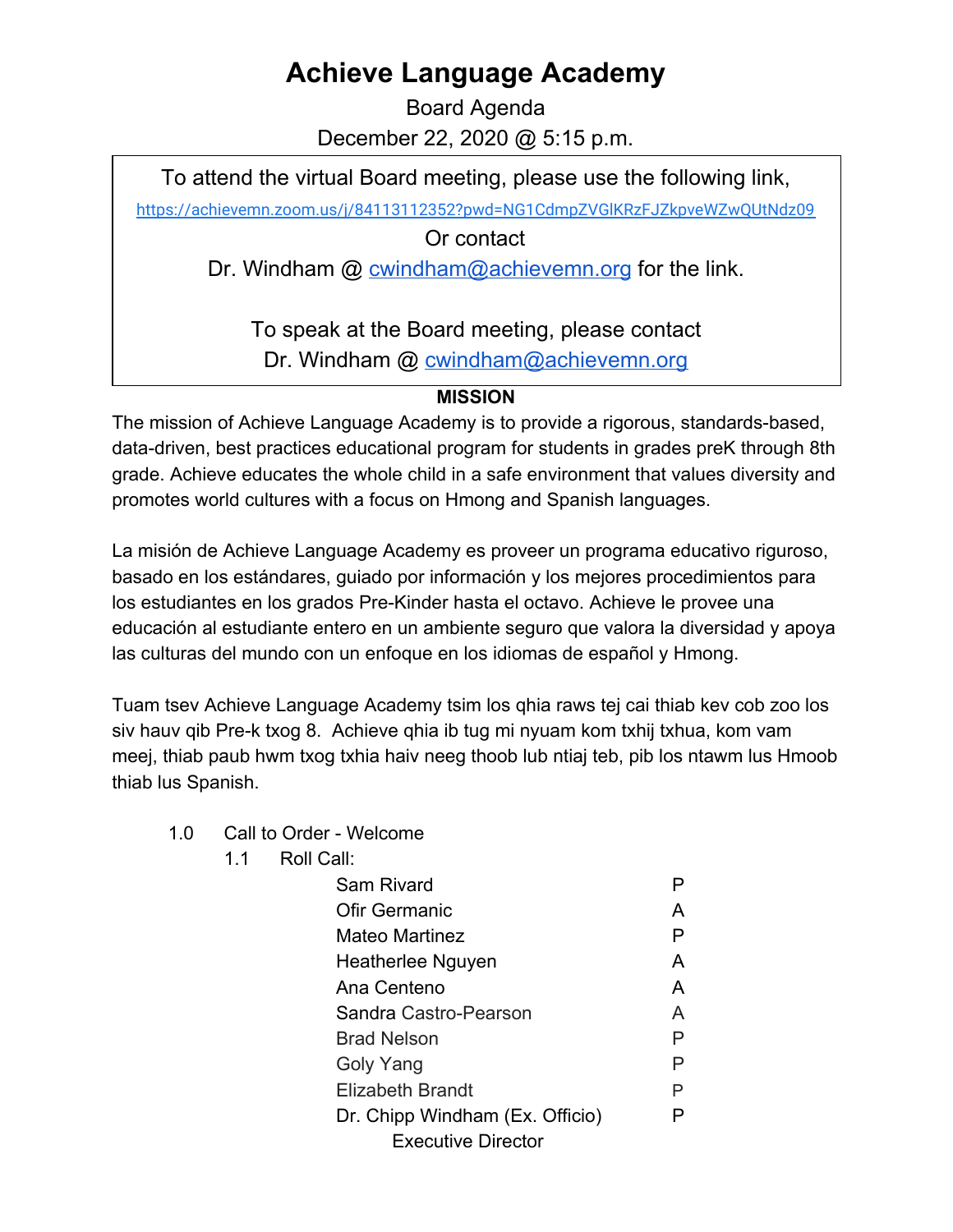# Achieve Language Academy

Board Agenda

December 22, 2020 @ 5:15 p.m.

To attend the virtual Board meeting, please use the following link,

https://achievemn.zoom.us/j/84113112352?pwd=NG1CdmpZVGlKRzFJZkpveWZwQUtNdz09

Or contact

Dr. Windham @ cwindham@achievemn.org for the link.

To speak at the Board meeting, please contact

Dr. Windham @ cwindham@achievemn.org

**MISSION**

The mission of Achieve Language Academy is to provide a rigorous, standards-based, data-driven, best practices educational program for students in grades preK through 8th grade. Achieve educates the whole child in a safe environment that values diversity and promotes world cultures with a focus on Hmong and Spanish languages.

La misión de Achieve Language Academy es proveer un programa educativo riguroso, basado en los estándares, guiado por información y los mejores procedimientos para los estudiantes en los grados Pre-Kinder hasta el octavo. Achieve le provee una educación al estudiante entero en un ambiente seguro que valora la diversidad y apoya las culturas del mundo con un enfoque en los idiomas de español y Hmong.

Tuam tsev Achieve Language Academy tsim los qhia raws tej cai thiab kev cob zoo los siv hauv qib Pre-k txog 8. Achieve qhia ib tug mi nyuam kom txhij txhua, kom vam meej, thiab paub hwm txog txhia haiv neeg thoob lub ntiaj teb, pib los ntawm lus Hmoob thiab lus Spanish.

1.0 Call to Order - Welcome

1.1 Roll Call:

| | |
|---|---|
| Sam Rivard | P |
| Ofir Germanic | A |
| Mateo Martinez | P |
| Heatherlee Nguyen | A |
| Ana Centeno | A |
| Sandra Castro-Pearson | A |
| Brad Nelson | P |
| Goly Yang | P |
| Elizabeth Brandt | P |
| Dr. Chipp Windham (Ex. Officio) Executive Director | P |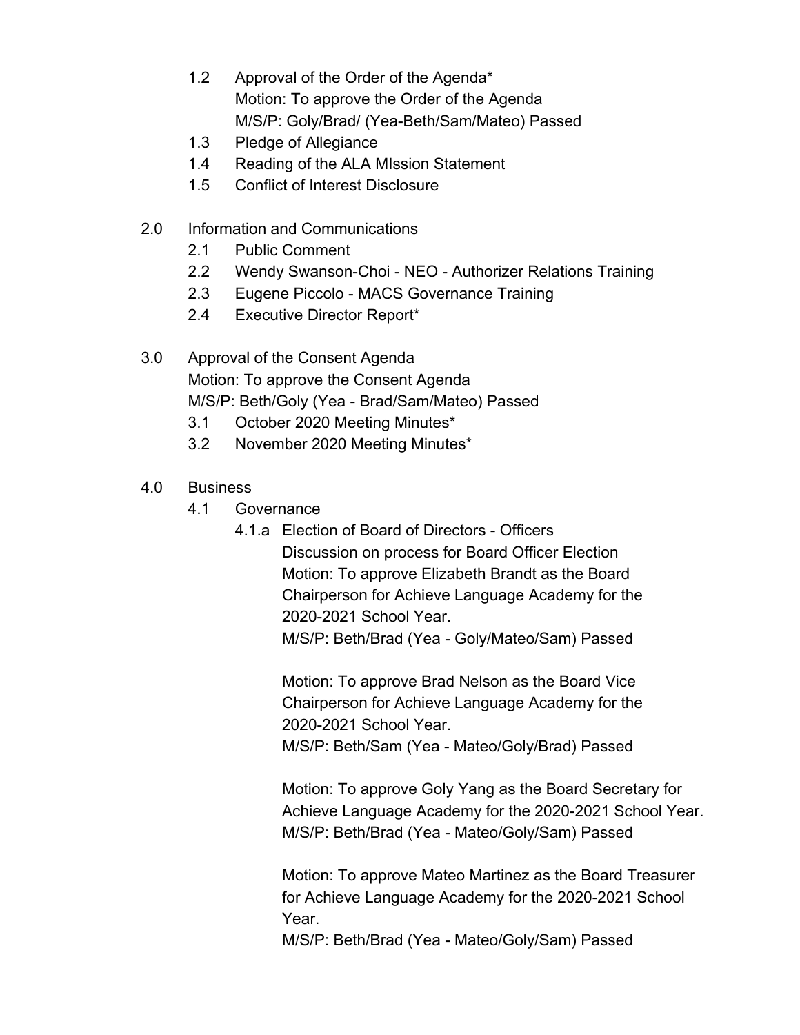- 1.2 Approval of the Order of the Agenda*
  Motion: To approve the Order of the Agenda
  M/S/P: Goly/Brad/ (Yea-Beth/Sam/Mateo) Passed
- 1.3 Pledge of Allegiance
- 1.4 Reading of the ALA MIssion Statement
- 1.5 Conflict of Interest Disclosure

2.0 Information and Communications

- 2.1 Public Comment
- 2.2 Wendy Swanson-Choi - NEO - Authorizer Relations Training
- 2.3 Eugene Piccolo - MACS Governance Training
- 2.4 Executive Director Report*

3.0 Approval of the Consent Agenda
Motion: To approve the Consent Agenda
M/S/P: Beth/Goly (Yea - Brad/Sam/Mateo) Passed

- 3.1 October 2020 Meeting Minutes*
- 3.2 November 2020 Meeting Minutes*

4.0 Business

- 4.1 Governance
  - 4.1.a Election of Board of Directors - Officers
    Discussion on process for Board Officer Election
    Motion: To approve Elizabeth Brandt as the Board Chairperson for Achieve Language Academy for the 2020-2021 School Year.
    M/S/P: Beth/Brad (Yea - Goly/Mateo/Sam) Passed

    Motion: To approve Brad Nelson as the Board Vice Chairperson for Achieve Language Academy for the 2020-2021 School Year.
    M/S/P: Beth/Sam (Yea - Mateo/Goly/Brad) Passed

    Motion: To approve Goly Yang as the Board Secretary for Achieve Language Academy for the 2020-2021 School Year.
    M/S/P: Beth/Brad (Yea - Mateo/Goly/Sam) Passed

    Motion: To approve Mateo Martinez as the Board Treasurer for Achieve Language Academy for the 2020-2021 School Year.
    M/S/P: Beth/Brad (Yea - Mateo/Goly/Sam) Passed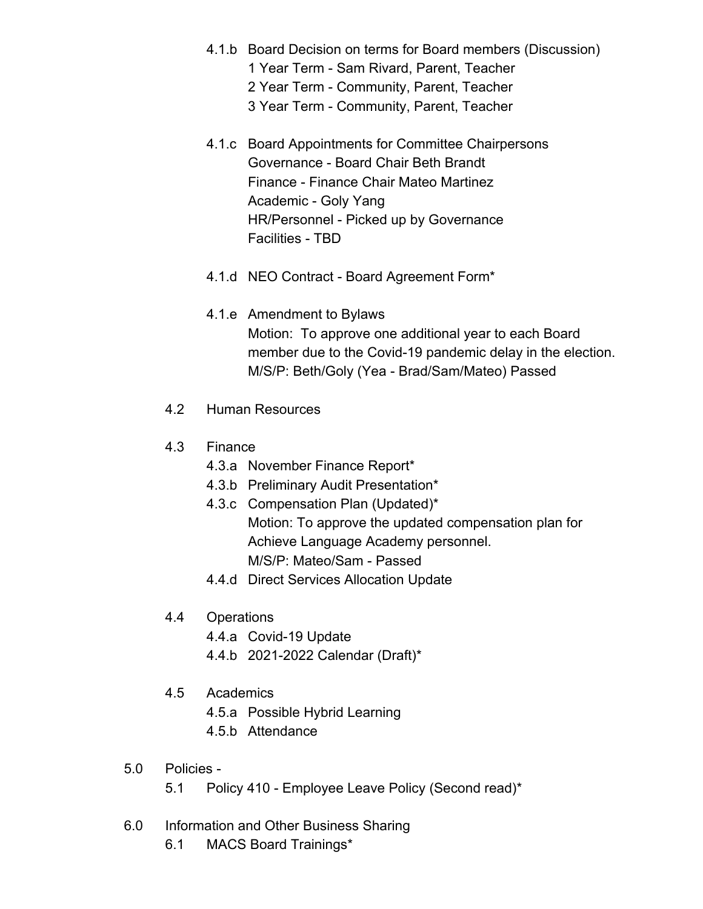- 4.1.b Board Decision on terms for Board members (Discussion)
  - 1 Year Term - Sam Rivard, Parent, Teacher
  - 2 Year Term - Community, Parent, Teacher
  - 3 Year Term - Community, Parent, Teacher
- 4.1.c Board Appointments for Committee Chairpersons
  - Governance - Board Chair Beth Brandt
  - Finance - Finance Chair Mateo Martinez
  - Academic - Goly Yang
  - HR/Personnel - Picked up by Governance
  - Facilities - TBD
- 4.1.d NEO Contract - Board Agreement Form*
- 4.1.e Amendment to Bylaws
  - Motion: To approve one additional year to each Board member due to the Covid-19 pandemic delay in the election.
  - M/S/P: Beth/Goly (Yea - Brad/Sam/Mateo) Passed

4.2 Human Resources

4.3 Finance

- 4.3.a November Finance Report*
- 4.3.b Preliminary Audit Presentation*
- 4.3.c Compensation Plan (Updated)*
  - Motion: To approve the updated compensation plan for Achieve Language Academy personnel.
  - M/S/P: Mateo/Sam - Passed
- 4.4.d Direct Services Allocation Update

4.4 Operations

- 4.4.a Covid-19 Update
- 4.4.b 2021-2022 Calendar (Draft)*

4.5 Academics

- 4.5.a Possible Hybrid Learning
- 4.5.b Attendance

5.0 Policies -

- 5.1 Policy 410 - Employee Leave Policy (Second read)*

6.0 Information and Other Business Sharing

- 6.1 MACS Board Trainings*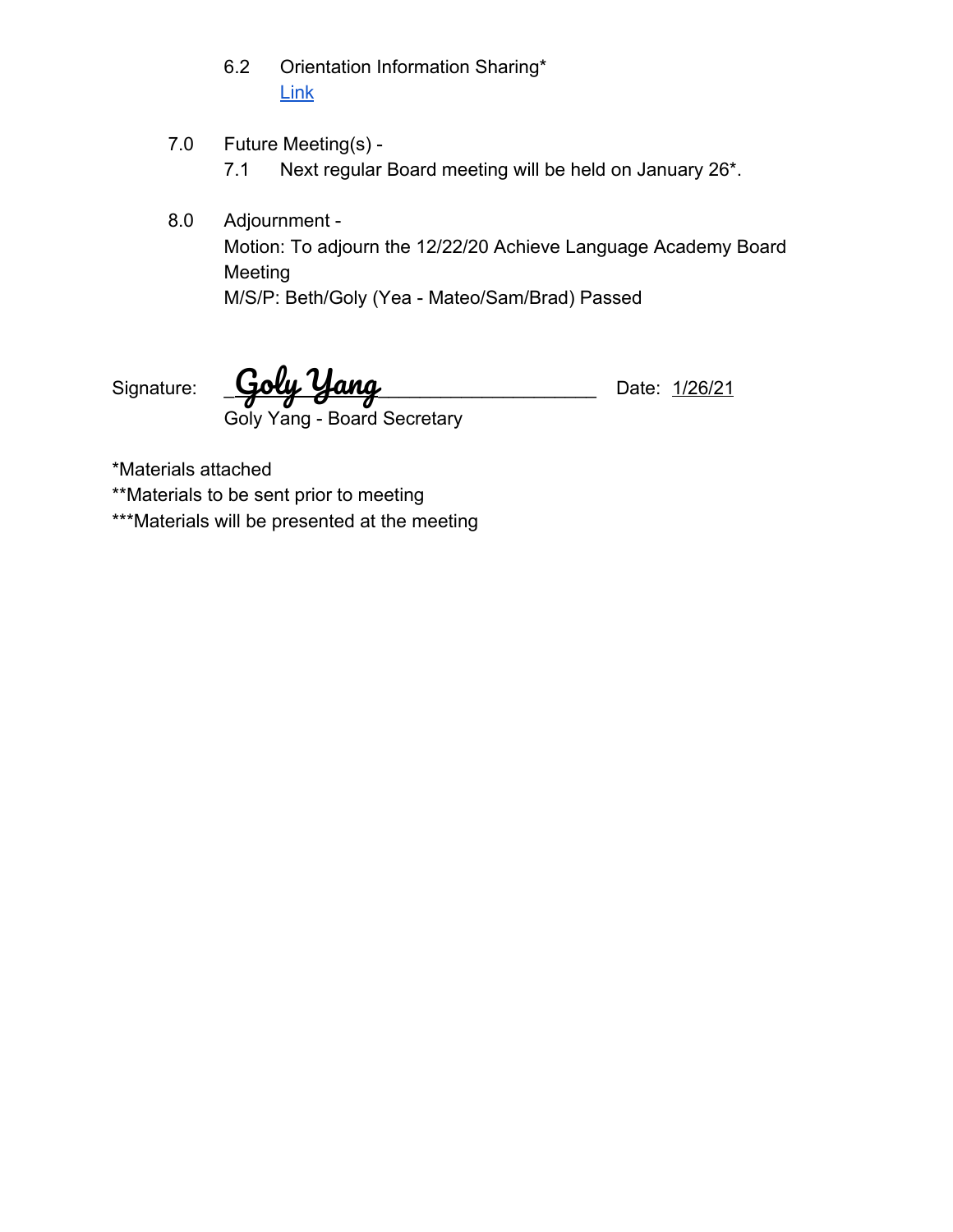6.2 Orientation Information Sharing*
[Link](#)

7.0 Future Meeting(s) -

7.1 Next regular Board meeting will be held on January 26*.

8.0 Adjournment -
Motion: To adjourn the 12/22/20 Achieve Language Academy Board Meeting
M/S/P: Beth/Goly (Yea - Mateo/Sam/Brad) Passed

Signature: Goly Yang ______________________ Date: 1/26/21
Goly Yang - Board Secretary

*Materials attached
**Materials to be sent prior to meeting
***Materials will be presented at the meeting